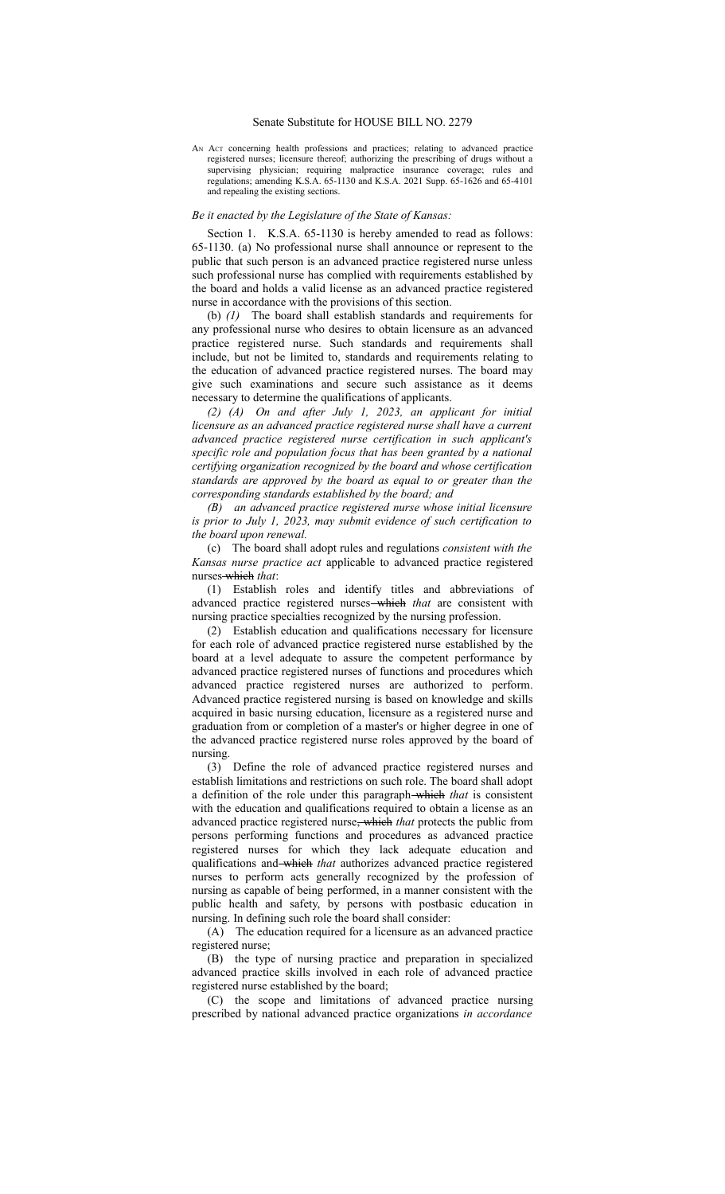Senate Substitute for HOUSE BILL NO. 2279

AN ACT concerning health professions and practices; relating to advanced practice registered nurses; licensure thereof; authorizing the prescribing of drugs without a supervising physician; requiring malpractice insurance coverage; rules and regulations; amending K.S.A. 65-1130 and K.S.A. 2021 Supp. 65-1626 and 65-4101 and repealing the existing sections.

*Be it enacted by the Legislature of the State of Kansas:*

Section 1. K.S.A. 65-1130 is hereby amended to read as follows: 65-1130. (a) No professional nurse shall announce or represent to the public that such person is an advanced practice registered nurse unless such professional nurse has complied with requirements established by the board and holds a valid license as an advanced practice registered nurse in accordance with the provisions of this section.

(b) *(1)* The board shall establish standards and requirements for any professional nurse who desires to obtain licensure as an advanced practice registered nurse. Such standards and requirements shall include, but not be limited to, standards and requirements relating to the education of advanced practice registered nurses. The board may give such examinations and secure such assistance as it deems necessary to determine the qualifications of applicants.

*(2) (A) On and after July 1, 2023, an applicant for initial licensure as an advanced practice registered nurse shall have a current advanced practice registered nurse certification in such applicant's specific role and population focus that has been granted by a national certifying organization recognized by the board and whose certification standards are approved by the board as equal to or greater than the corresponding standards established by the board; and*

*(B) an advanced practice registered nurse whose initial licensure is prior to July 1, 2023, may submit evidence of such certification to the board upon renewal.*

(c) The board shall adopt rules and regulations *consistent with the Kansas nurse practice act* applicable to advanced practice registered nurses ~~which~~ *that*:

(1) Establish roles and identify titles and abbreviations of advanced practice registered nurses ~~which~~ *that* are consistent with nursing practice specialties recognized by the nursing profession.

(2) Establish education and qualifications necessary for licensure for each role of advanced practice registered nurse established by the board at a level adequate to assure the competent performance by advanced practice registered nurses of functions and procedures which advanced practice registered nurses are authorized to perform. Advanced practice registered nursing is based on knowledge and skills acquired in basic nursing education, licensure as a registered nurse and graduation from or completion of a master's or higher degree in one of the advanced practice registered nurse roles approved by the board of nursing.

(3) Define the role of advanced practice registered nurses and establish limitations and restrictions on such role. The board shall adopt a definition of the role under this paragraph ~~which~~ *that* is consistent with the education and qualifications required to obtain a license as an advanced practice registered nurse~~, which~~ *that* protects the public from persons performing functions and procedures as advanced practice registered nurses for which they lack adequate education and qualifications and ~~which~~ *that* authorizes advanced practice registered nurses to perform acts generally recognized by the profession of nursing as capable of being performed, in a manner consistent with the public health and safety, by persons with postbasic education in nursing. In defining such role the board shall consider:

(A) The education required for a licensure as an advanced practice registered nurse;

(B) the type of nursing practice and preparation in specialized advanced practice skills involved in each role of advanced practice registered nurse established by the board;

(C) the scope and limitations of advanced practice nursing prescribed by national advanced practice organizations *in accordance*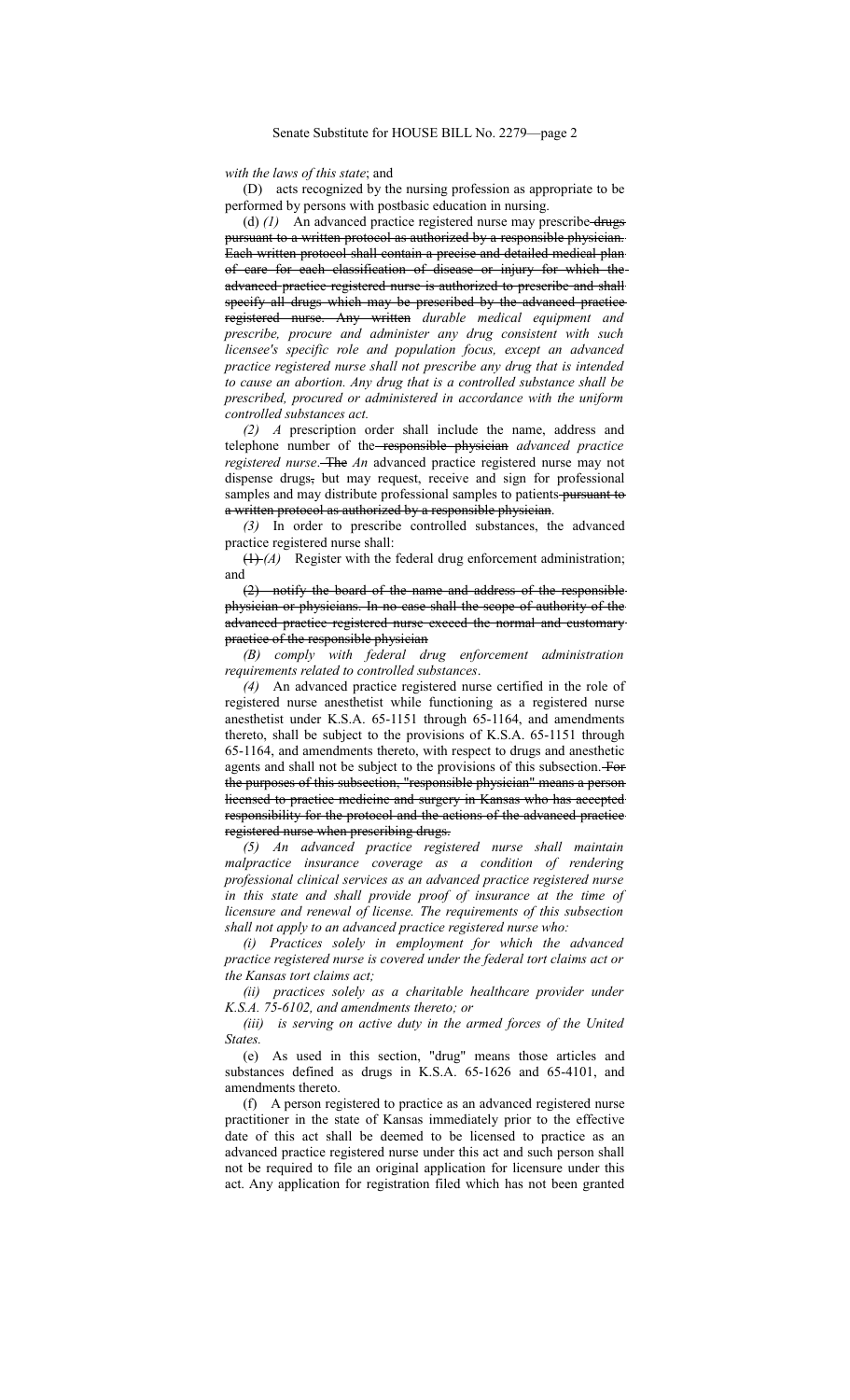*with the laws of this state*; and

(D) acts recognized by the nursing profession as appropriate to be performed by persons with postbasic education in nursing.

(d) *(1)* An advanced practice registered nurse may prescribe ~~drugs pursuant to a written protocol as authorized by a responsible physician. Each written protocol shall contain a precise and detailed medical plan of care for each classification of disease or injury for which the advanced practice registered nurse is authorized to prescribe and shall specify all drugs which may be prescribed by the advanced practice registered nurse. Any written~~ *durable medical equipment and prescribe, procure and administer any drug consistent with such licensee's specific role and population focus, except an advanced practice registered nurse shall not prescribe any drug that is intended to cause an abortion. Any drug that is a controlled substance shall be prescribed, procured or administered in accordance with the uniform controlled substances act.*

*(2) A* prescription order shall include the name, address and telephone number of the ~~responsible physician~~ *advanced practice registered nurse*. ~~The~~ *An* advanced practice registered nurse may not dispense drugs~~,~~ but may request, receive and sign for professional samples and may distribute professional samples to patients ~~pursuant to a written protocol as authorized by a responsible physician~~.

*(3)* In order to prescribe controlled substances, the advanced practice registered nurse shall:

~~(1)~~ *(A)* Register with the federal drug enforcement administration; and

~~(2) notify the board of the name and address of the responsible physician or physicians. In no case shall the scope of authority of the advanced practice registered nurse exceed the normal and customary practice of the responsible physician~~

*(B) comply with federal drug enforcement administration requirements related to controlled substances*.

*(4)* An advanced practice registered nurse certified in the role of registered nurse anesthetist while functioning as a registered nurse anesthetist under K.S.A. 65-1151 through 65-1164, and amendments thereto, shall be subject to the provisions of K.S.A. 65-1151 through 65-1164, and amendments thereto, with respect to drugs and anesthetic agents and shall not be subject to the provisions of this subsection. ~~For the purposes of this subsection, "responsible physician" means a person licensed to practice medicine and surgery in Kansas who has accepted responsibility for the protocol and the actions of the advanced practice registered nurse when prescribing drugs.~~

*(5) An advanced practice registered nurse shall maintain malpractice insurance coverage as a condition of rendering professional clinical services as an advanced practice registered nurse in this state and shall provide proof of insurance at the time of licensure and renewal of license. The requirements of this subsection shall not apply to an advanced practice registered nurse who:*

*(i) Practices solely in employment for which the advanced practice registered nurse is covered under the federal tort claims act or the Kansas tort claims act;*

*(ii) practices solely as a charitable healthcare provider under K.S.A. 75-6102, and amendments thereto; or*

*(iii) is serving on active duty in the armed forces of the United States.*

(e) As used in this section, "drug" means those articles and substances defined as drugs in K.S.A. 65-1626 and 65-4101, and amendments thereto.

(f) A person registered to practice as an advanced registered nurse practitioner in the state of Kansas immediately prior to the effective date of this act shall be deemed to be licensed to practice as an advanced practice registered nurse under this act and such person shall not be required to file an original application for licensure under this act. Any application for registration filed which has not been granted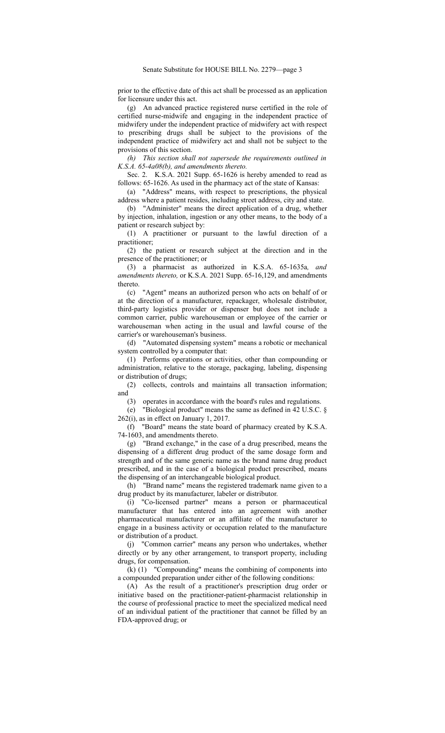prior to the effective date of this act shall be processed as an application for licensure under this act.

(g) An advanced practice registered nurse certified in the role of certified nurse-midwife and engaging in the independent practice of midwifery under the independent practice of midwifery act with respect to prescribing drugs shall be subject to the provisions of the independent practice of midwifery act and shall not be subject to the provisions of this section.

*(h) This section shall not supersede the requirements outlined in K.S.A. 65-4a08(b), and amendments thereto.*

Sec. 2. K.S.A. 2021 Supp. 65-1626 is hereby amended to read as follows: 65-1626. As used in the pharmacy act of the state of Kansas:

(a) "Address" means, with respect to prescriptions, the physical address where a patient resides, including street address, city and state.

(b) "Administer" means the direct application of a drug, whether by injection, inhalation, ingestion or any other means, to the body of a patient or research subject by:

(1) A practitioner or pursuant to the lawful direction of a practitioner;

(2) the patient or research subject at the direction and in the presence of the practitioner; or

(3) a pharmacist as authorized in K.S.A. 65-1635a*, and amendments thereto,* or K.S.A. 2021 Supp. 65-16,129, and amendments thereto.

(c) "Agent" means an authorized person who acts on behalf of or at the direction of a manufacturer, repackager, wholesale distributor, third-party logistics provider or dispenser but does not include a common carrier, public warehouseman or employee of the carrier or warehouseman when acting in the usual and lawful course of the carrier's or warehouseman's business.

(d) "Automated dispensing system" means a robotic or mechanical system controlled by a computer that:

(1) Performs operations or activities, other than compounding or administration, relative to the storage, packaging, labeling, dispensing or distribution of drugs;

(2) collects, controls and maintains all transaction information; and

(3) operates in accordance with the board's rules and regulations.

(e) "Biological product" means the same as defined in 42 U.S.C. § 262(i), as in effect on January 1, 2017.

(f) "Board" means the state board of pharmacy created by K.S.A. 74-1603, and amendments thereto.

(g) "Brand exchange," in the case of a drug prescribed, means the dispensing of a different drug product of the same dosage form and strength and of the same generic name as the brand name drug product prescribed, and in the case of a biological product prescribed, means the dispensing of an interchangeable biological product.

(h) "Brand name" means the registered trademark name given to a drug product by its manufacturer, labeler or distributor.

(i) "Co-licensed partner" means a person or pharmaceutical manufacturer that has entered into an agreement with another pharmaceutical manufacturer or an affiliate of the manufacturer to engage in a business activity or occupation related to the manufacture or distribution of a product.

(j) "Common carrier" means any person who undertakes, whether directly or by any other arrangement, to transport property, including drugs, for compensation.

(k) (1) "Compounding" means the combining of components into a compounded preparation under either of the following conditions:

(A) As the result of a practitioner's prescription drug order or initiative based on the practitioner-patient-pharmacist relationship in the course of professional practice to meet the specialized medical need of an individual patient of the practitioner that cannot be filled by an FDA-approved drug; or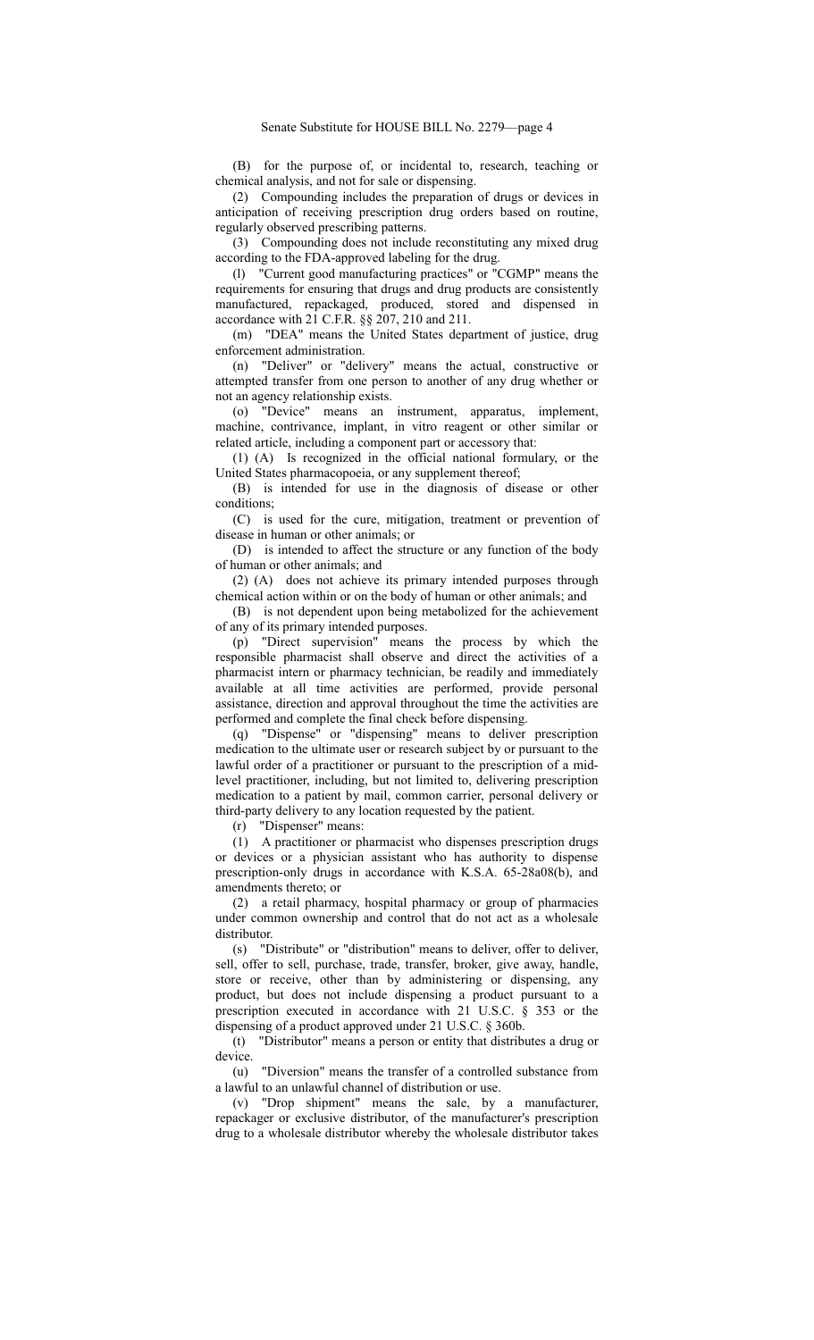(B) for the purpose of, or incidental to, research, teaching or chemical analysis, and not for sale or dispensing.

(2) Compounding includes the preparation of drugs or devices in anticipation of receiving prescription drug orders based on routine, regularly observed prescribing patterns.

(3) Compounding does not include reconstituting any mixed drug according to the FDA-approved labeling for the drug.

(l) "Current good manufacturing practices" or "CGMP" means the requirements for ensuring that drugs and drug products are consistently manufactured, repackaged, produced, stored and dispensed in accordance with 21 C.F.R. §§ 207, 210 and 211.

(m) "DEA" means the United States department of justice, drug enforcement administration.

(n) "Deliver" or "delivery" means the actual, constructive or attempted transfer from one person to another of any drug whether or not an agency relationship exists.

(o) "Device" means an instrument, apparatus, implement, machine, contrivance, implant, in vitro reagent or other similar or related article, including a component part or accessory that:

(1) (A) Is recognized in the official national formulary, or the United States pharmacopoeia, or any supplement thereof;

(B) is intended for use in the diagnosis of disease or other conditions;

(C) is used for the cure, mitigation, treatment or prevention of disease in human or other animals; or

(D) is intended to affect the structure or any function of the body of human or other animals; and

(2) (A) does not achieve its primary intended purposes through chemical action within or on the body of human or other animals; and

(B) is not dependent upon being metabolized for the achievement of any of its primary intended purposes.

(p) "Direct supervision" means the process by which the responsible pharmacist shall observe and direct the activities of a pharmacist intern or pharmacy technician, be readily and immediately available at all time activities are performed, provide personal assistance, direction and approval throughout the time the activities are performed and complete the final check before dispensing.

(q) "Dispense" or "dispensing" means to deliver prescription medication to the ultimate user or research subject by or pursuant to the lawful order of a practitioner or pursuant to the prescription of a mid-level practitioner, including, but not limited to, delivering prescription medication to a patient by mail, common carrier, personal delivery or third-party delivery to any location requested by the patient.

(r) "Dispenser" means:

(1) A practitioner or pharmacist who dispenses prescription drugs or devices or a physician assistant who has authority to dispense prescription-only drugs in accordance with K.S.A. 65-28a08(b), and amendments thereto; or

(2) a retail pharmacy, hospital pharmacy or group of pharmacies under common ownership and control that do not act as a wholesale distributor.

(s) "Distribute" or "distribution" means to deliver, offer to deliver, sell, offer to sell, purchase, trade, transfer, broker, give away, handle, store or receive, other than by administering or dispensing, any product, but does not include dispensing a product pursuant to a prescription executed in accordance with 21 U.S.C. § 353 or the dispensing of a product approved under 21 U.S.C. § 360b.

(t) "Distributor" means a person or entity that distributes a drug or device.

(u) "Diversion" means the transfer of a controlled substance from a lawful to an unlawful channel of distribution or use.

(v) "Drop shipment" means the sale, by a manufacturer, repackager or exclusive distributor, of the manufacturer's prescription drug to a wholesale distributor whereby the wholesale distributor takes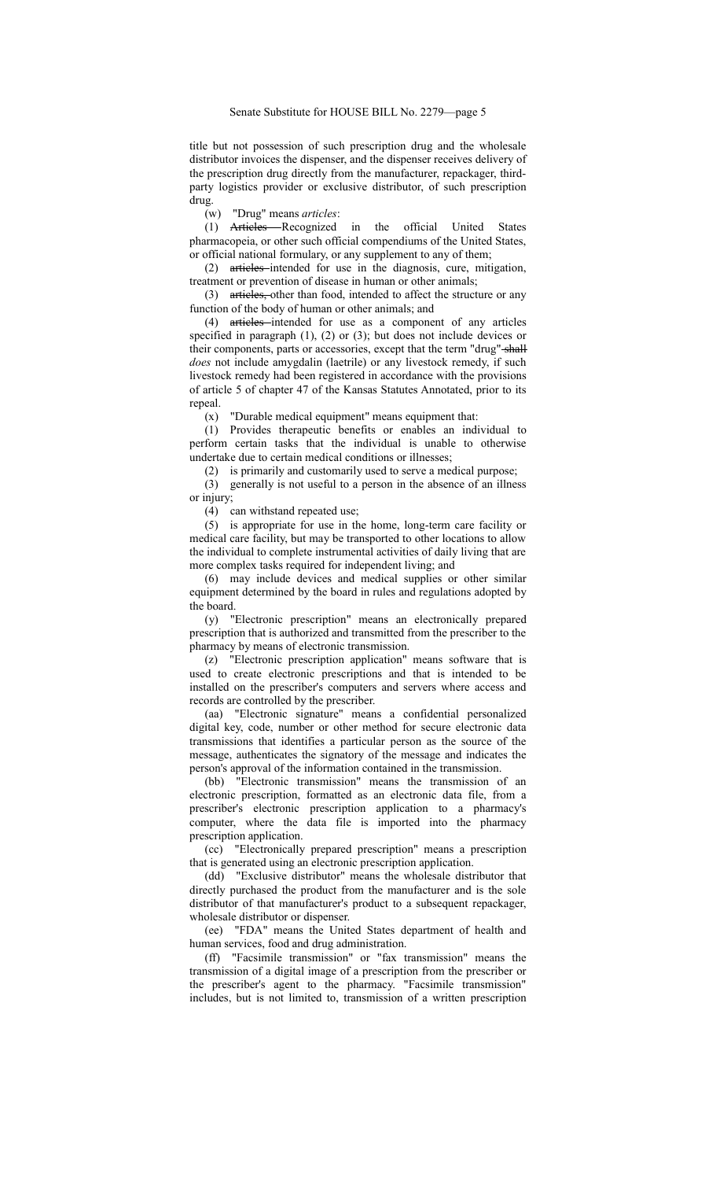title but not possession of such prescription drug and the wholesale distributor invoices the dispenser, and the dispenser receives delivery of the prescription drug directly from the manufacturer, repackager, third-party logistics provider or exclusive distributor, of such prescription drug.

(w) "Drug" means *articles*:

(1) ~~Articles~~ Recognized in the official United States pharmacopeia, or other such official compendiums of the United States, or official national formulary, or any supplement to any of them;

(2) ~~articles~~ intended for use in the diagnosis, cure, mitigation, treatment or prevention of disease in human or other animals;

(3) ~~articles,~~ other than food, intended to affect the structure or any function of the body of human or other animals; and

(4) ~~articles~~ intended for use as a component of any articles specified in paragraph (1), (2) or (3); but does not include devices or their components, parts or accessories, except that the term "drug" ~~shall~~ *does* not include amygdalin (laetrile) or any livestock remedy, if such livestock remedy had been registered in accordance with the provisions of article 5 of chapter 47 of the Kansas Statutes Annotated, prior to its repeal.

(x) "Durable medical equipment" means equipment that:

(1) Provides therapeutic benefits or enables an individual to perform certain tasks that the individual is unable to otherwise undertake due to certain medical conditions or illnesses;

(2) is primarily and customarily used to serve a medical purpose;

(3) generally is not useful to a person in the absence of an illness or injury;

(4) can withstand repeated use;

(5) is appropriate for use in the home, long-term care facility or medical care facility, but may be transported to other locations to allow the individual to complete instrumental activities of daily living that are more complex tasks required for independent living; and

(6) may include devices and medical supplies or other similar equipment determined by the board in rules and regulations adopted by the board.

(y) "Electronic prescription" means an electronically prepared prescription that is authorized and transmitted from the prescriber to the pharmacy by means of electronic transmission.

(z) "Electronic prescription application" means software that is used to create electronic prescriptions and that is intended to be installed on the prescriber's computers and servers where access and records are controlled by the prescriber.

(aa) "Electronic signature" means a confidential personalized digital key, code, number or other method for secure electronic data transmissions that identifies a particular person as the source of the message, authenticates the signatory of the message and indicates the person's approval of the information contained in the transmission.

(bb) "Electronic transmission" means the transmission of an electronic prescription, formatted as an electronic data file, from a prescriber's electronic prescription application to a pharmacy's computer, where the data file is imported into the pharmacy prescription application.

(cc) "Electronically prepared prescription" means a prescription that is generated using an electronic prescription application.

(dd) "Exclusive distributor" means the wholesale distributor that directly purchased the product from the manufacturer and is the sole distributor of that manufacturer's product to a subsequent repackager, wholesale distributor or dispenser.

(ee) "FDA" means the United States department of health and human services, food and drug administration.

(ff) "Facsimile transmission" or "fax transmission" means the transmission of a digital image of a prescription from the prescriber or the prescriber's agent to the pharmacy. "Facsimile transmission" includes, but is not limited to, transmission of a written prescription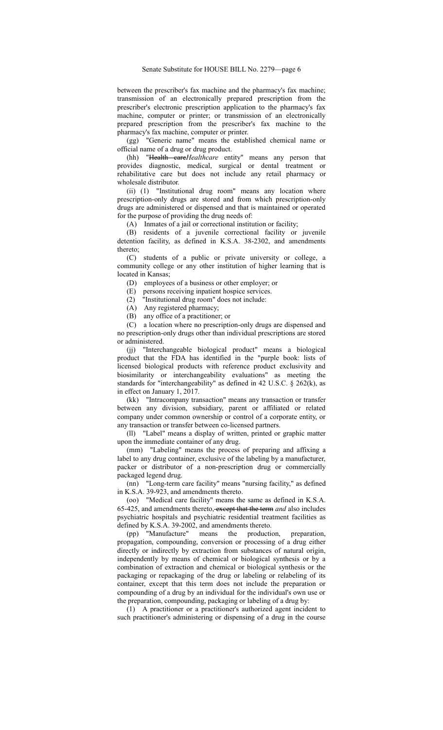between the prescriber's fax machine and the pharmacy's fax machine; transmission of an electronically prepared prescription from the prescriber's electronic prescription application to the pharmacy's fax machine, computer or printer; or transmission of an electronically prepared prescription from the prescriber's fax machine to the pharmacy's fax machine, computer or printer.

(gg) "Generic name" means the established chemical name or official name of a drug or drug product.

(hh) "~~Health care~~*Healthcare* entity" means any person that provides diagnostic, medical, surgical or dental treatment or rehabilitative care but does not include any retail pharmacy or wholesale distributor.

(ii) (1) "Institutional drug room" means any location where prescription-only drugs are stored and from which prescription-only drugs are administered or dispensed and that is maintained or operated for the purpose of providing the drug needs of:

(A) Inmates of a jail or correctional institution or facility;

(B) residents of a juvenile correctional facility or juvenile detention facility, as defined in K.S.A. 38-2302, and amendments thereto;

(C) students of a public or private university or college, a community college or any other institution of higher learning that is located in Kansas;

(D) employees of a business or other employer; or

(E) persons receiving inpatient hospice services.

(2) "Institutional drug room" does not include:

(A) Any registered pharmacy;

(B) any office of a practitioner; or

(C) a location where no prescription-only drugs are dispensed and no prescription-only drugs other than individual prescriptions are stored or administered.

(jj) "Interchangeable biological product" means a biological product that the FDA has identified in the "purple book: lists of licensed biological products with reference product exclusivity and biosimilarity or interchangeability evaluations" as meeting the standards for "interchangeability" as defined in 42 U.S.C. § 262(k), as in effect on January 1, 2017.

(kk) "Intracompany transaction" means any transaction or transfer between any division, subsidiary, parent or affiliated or related company under common ownership or control of a corporate entity, or any transaction or transfer between co-licensed partners.

(ll) "Label" means a display of written, printed or graphic matter upon the immediate container of any drug.

(mm) "Labeling" means the process of preparing and affixing a label to any drug container, exclusive of the labeling by a manufacturer, packer or distributor of a non-prescription drug or commercially packaged legend drug.

(nn) "Long-term care facility" means "nursing facility," as defined in K.S.A. 39-923, and amendments thereto.

(oo) "Medical care facility" means the same as defined in K.S.A. 65-425, and amendments thereto~~, except that the term~~ *and* also includes psychiatric hospitals and psychiatric residential treatment facilities as defined by K.S.A. 39-2002, and amendments thereto.

(pp) "Manufacture" means the production, preparation, propagation, compounding, conversion or processing of a drug either directly or indirectly by extraction from substances of natural origin, independently by means of chemical or biological synthesis or by a combination of extraction and chemical or biological synthesis or the packaging or repackaging of the drug or labeling or relabeling of its container, except that this term does not include the preparation or compounding of a drug by an individual for the individual's own use or the preparation, compounding, packaging or labeling of a drug by:

(1) A practitioner or a practitioner's authorized agent incident to such practitioner's administering or dispensing of a drug in the course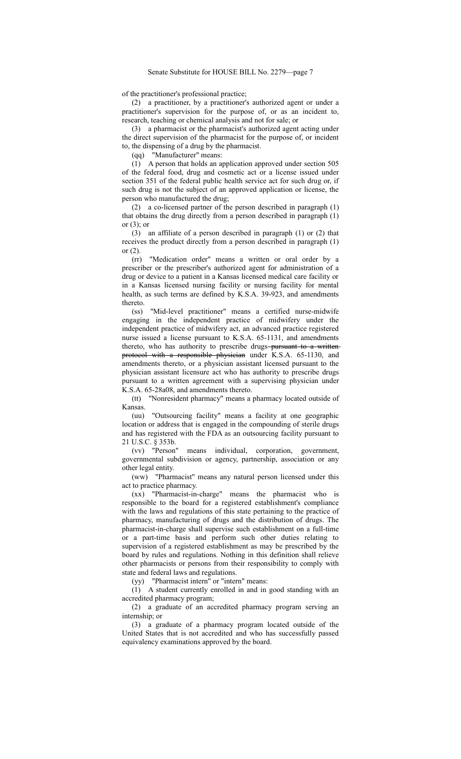of the practitioner's professional practice;

(2) a practitioner, by a practitioner's authorized agent or under a practitioner's supervision for the purpose of, or as an incident to, research, teaching or chemical analysis and not for sale; or

(3) a pharmacist or the pharmacist's authorized agent acting under the direct supervision of the pharmacist for the purpose of, or incident to, the dispensing of a drug by the pharmacist.

(qq) "Manufacturer" means:

(1) A person that holds an application approved under section 505 of the federal food, drug and cosmetic act or a license issued under section 351 of the federal public health service act for such drug or, if such drug is not the subject of an approved application or license, the person who manufactured the drug;

(2) a co-licensed partner of the person described in paragraph (1) that obtains the drug directly from a person described in paragraph (1) or (3); or

(3) an affiliate of a person described in paragraph (1) or (2) that receives the product directly from a person described in paragraph (1) or (2).

(rr) "Medication order" means a written or oral order by a prescriber or the prescriber's authorized agent for administration of a drug or device to a patient in a Kansas licensed medical care facility or in a Kansas licensed nursing facility or nursing facility for mental health, as such terms are defined by K.S.A. 39-923, and amendments thereto.

(ss) "Mid-level practitioner" means a certified nurse-midwife engaging in the independent practice of midwifery under the independent practice of midwifery act, an advanced practice registered nurse issued a license pursuant to K.S.A. 65-1131, and amendments thereto, who has authority to prescribe drugs ~~pursuant to a written protocol with a responsible physician~~ under K.S.A. 65-1130, and amendments thereto, or a physician assistant licensed pursuant to the physician assistant licensure act who has authority to prescribe drugs pursuant to a written agreement with a supervising physician under K.S.A. 65-28a08, and amendments thereto.

(tt) "Nonresident pharmacy" means a pharmacy located outside of Kansas.

(uu) "Outsourcing facility" means a facility at one geographic location or address that is engaged in the compounding of sterile drugs and has registered with the FDA as an outsourcing facility pursuant to 21 U.S.C. § 353b.

(vv) "Person" means individual, corporation, government, governmental subdivision or agency, partnership, association or any other legal entity.

(ww) "Pharmacist" means any natural person licensed under this act to practice pharmacy.

(xx) "Pharmacist-in-charge" means the pharmacist who is responsible to the board for a registered establishment's compliance with the laws and regulations of this state pertaining to the practice of pharmacy, manufacturing of drugs and the distribution of drugs. The pharmacist-in-charge shall supervise such establishment on a full-time or a part-time basis and perform such other duties relating to supervision of a registered establishment as may be prescribed by the board by rules and regulations. Nothing in this definition shall relieve other pharmacists or persons from their responsibility to comply with state and federal laws and regulations.

(yy) "Pharmacist intern" or "intern" means:

(1) A student currently enrolled in and in good standing with an accredited pharmacy program;

(2) a graduate of an accredited pharmacy program serving an internship; or

(3) a graduate of a pharmacy program located outside of the United States that is not accredited and who has successfully passed equivalency examinations approved by the board.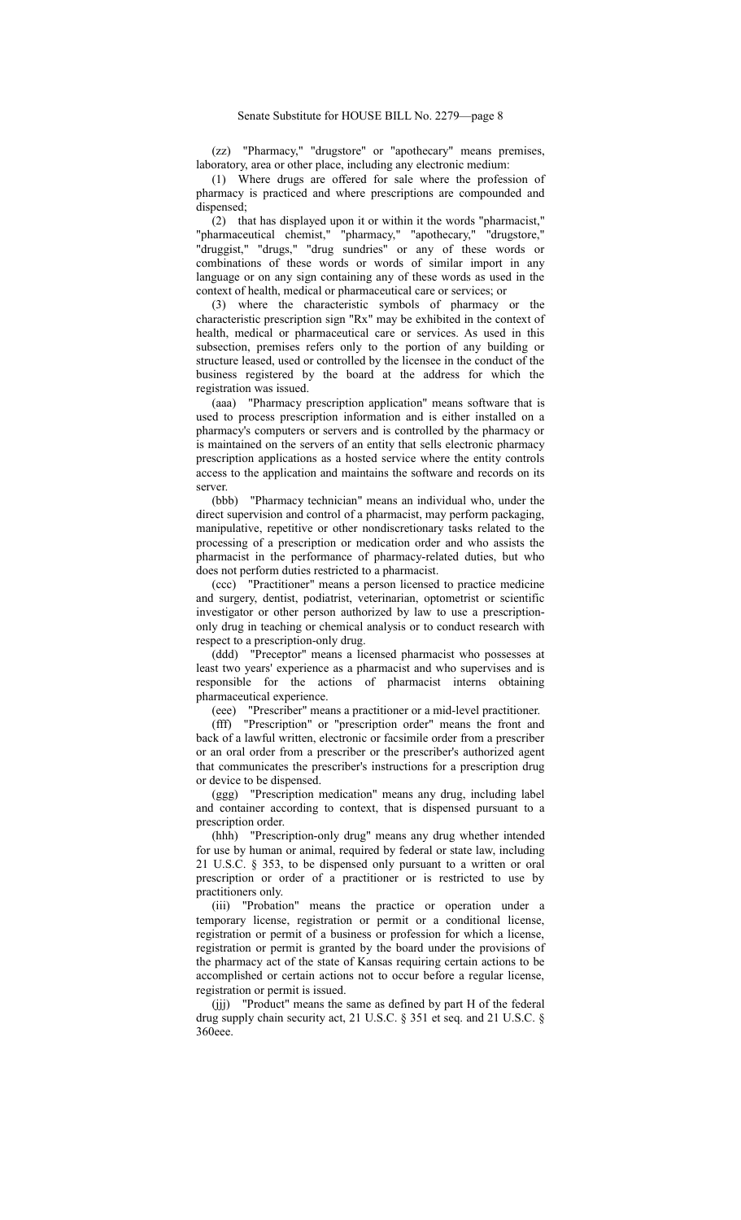(zz) "Pharmacy," "drugstore" or "apothecary" means premises, laboratory, area or other place, including any electronic medium:

(1) Where drugs are offered for sale where the profession of pharmacy is practiced and where prescriptions are compounded and dispensed;

(2) that has displayed upon it or within it the words "pharmacist," "pharmaceutical chemist," "pharmacy," "apothecary," "drugstore," "druggist," "drugs," "drug sundries" or any of these words or combinations of these words or words of similar import in any language or on any sign containing any of these words as used in the context of health, medical or pharmaceutical care or services; or

(3) where the characteristic symbols of pharmacy or the characteristic prescription sign "Rx" may be exhibited in the context of health, medical or pharmaceutical care or services. As used in this subsection, premises refers only to the portion of any building or structure leased, used or controlled by the licensee in the conduct of the business registered by the board at the address for which the registration was issued.

(aaa) "Pharmacy prescription application" means software that is used to process prescription information and is either installed on a pharmacy's computers or servers and is controlled by the pharmacy or is maintained on the servers of an entity that sells electronic pharmacy prescription applications as a hosted service where the entity controls access to the application and maintains the software and records on its server.

(bbb) "Pharmacy technician" means an individual who, under the direct supervision and control of a pharmacist, may perform packaging, manipulative, repetitive or other nondiscretionary tasks related to the processing of a prescription or medication order and who assists the pharmacist in the performance of pharmacy-related duties, but who does not perform duties restricted to a pharmacist.

(ccc) "Practitioner" means a person licensed to practice medicine and surgery, dentist, podiatrist, veterinarian, optometrist or scientific investigator or other person authorized by law to use a prescription-only drug in teaching or chemical analysis or to conduct research with respect to a prescription-only drug.

(ddd) "Preceptor" means a licensed pharmacist who possesses at least two years' experience as a pharmacist and who supervises and is responsible for the actions of pharmacist interns obtaining pharmaceutical experience.

(eee) "Prescriber" means a practitioner or a mid-level practitioner.

(fff) "Prescription" or "prescription order" means the front and back of a lawful written, electronic or facsimile order from a prescriber or an oral order from a prescriber or the prescriber's authorized agent that communicates the prescriber's instructions for a prescription drug or device to be dispensed.

(ggg) "Prescription medication" means any drug, including label and container according to context, that is dispensed pursuant to a prescription order.

(hhh) "Prescription-only drug" means any drug whether intended for use by human or animal, required by federal or state law, including 21 U.S.C. § 353, to be dispensed only pursuant to a written or oral prescription or order of a practitioner or is restricted to use by practitioners only.

(iii) "Probation" means the practice or operation under a temporary license, registration or permit or a conditional license, registration or permit of a business or profession for which a license, registration or permit is granted by the board under the provisions of the pharmacy act of the state of Kansas requiring certain actions to be accomplished or certain actions not to occur before a regular license, registration or permit is issued.

(jjj) "Product" means the same as defined by part H of the federal drug supply chain security act, 21 U.S.C. § 351 et seq. and 21 U.S.C. § 360eee.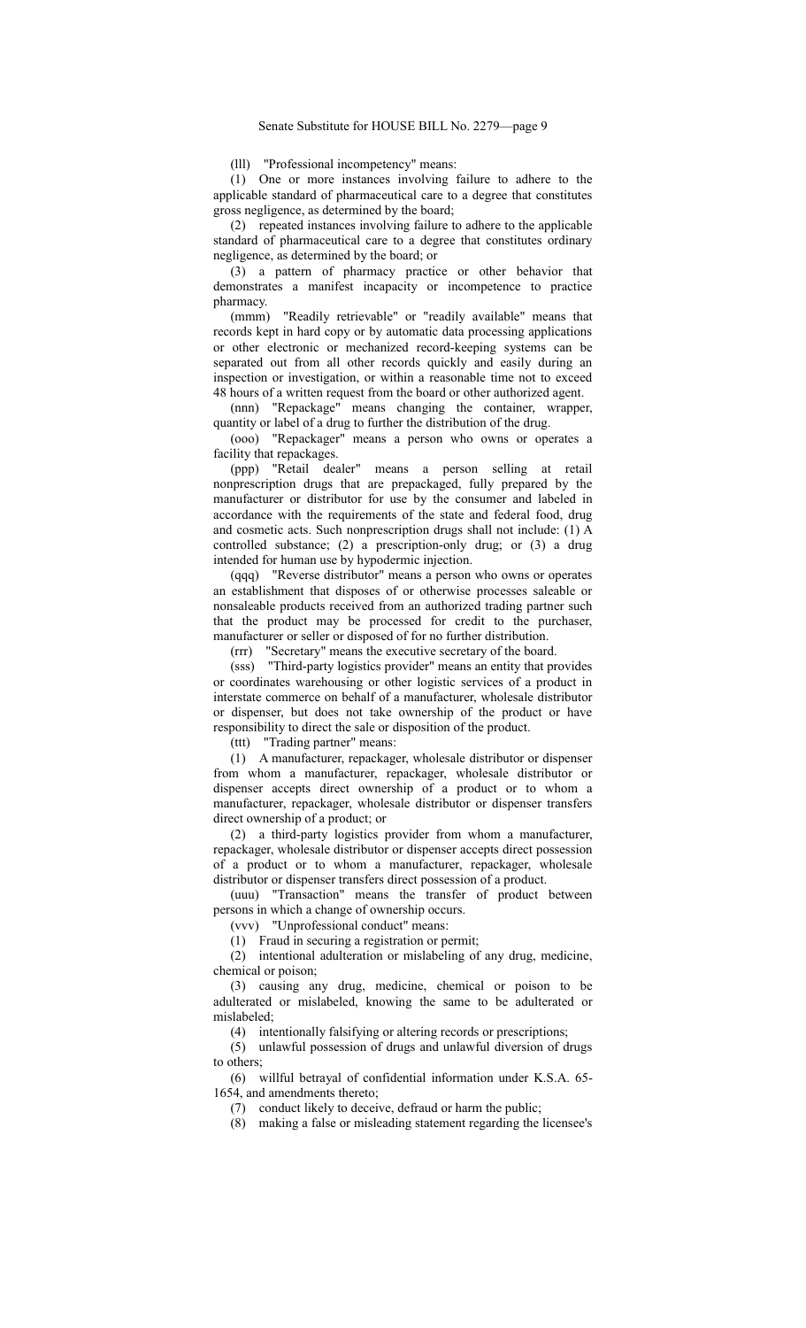(lll) "Professional incompetency" means:

(1) One or more instances involving failure to adhere to the applicable standard of pharmaceutical care to a degree that constitutes gross negligence, as determined by the board;

(2) repeated instances involving failure to adhere to the applicable standard of pharmaceutical care to a degree that constitutes ordinary negligence, as determined by the board; or

(3) a pattern of pharmacy practice or other behavior that demonstrates a manifest incapacity or incompetence to practice pharmacy.

(mmm) "Readily retrievable" or "readily available" means that records kept in hard copy or by automatic data processing applications or other electronic or mechanized record-keeping systems can be separated out from all other records quickly and easily during an inspection or investigation, or within a reasonable time not to exceed 48 hours of a written request from the board or other authorized agent.

(nnn) "Repackage" means changing the container, wrapper, quantity or label of a drug to further the distribution of the drug.

(ooo) "Repackager" means a person who owns or operates a facility that repackages.

(ppp) "Retail dealer" means a person selling at retail nonprescription drugs that are prepackaged, fully prepared by the manufacturer or distributor for use by the consumer and labeled in accordance with the requirements of the state and federal food, drug and cosmetic acts. Such nonprescription drugs shall not include: (1) A controlled substance; (2) a prescription-only drug; or (3) a drug intended for human use by hypodermic injection.

(qqq) "Reverse distributor" means a person who owns or operates an establishment that disposes of or otherwise processes saleable or nonsaleable products received from an authorized trading partner such that the product may be processed for credit to the purchaser, manufacturer or seller or disposed of for no further distribution.

(rrr) "Secretary" means the executive secretary of the board.

(sss) "Third-party logistics provider" means an entity that provides or coordinates warehousing or other logistic services of a product in interstate commerce on behalf of a manufacturer, wholesale distributor or dispenser, but does not take ownership of the product or have responsibility to direct the sale or disposition of the product.

(ttt) "Trading partner" means:

(1) A manufacturer, repackager, wholesale distributor or dispenser from whom a manufacturer, repackager, wholesale distributor or dispenser accepts direct ownership of a product or to whom a manufacturer, repackager, wholesale distributor or dispenser transfers direct ownership of a product; or

(2) a third-party logistics provider from whom a manufacturer, repackager, wholesale distributor or dispenser accepts direct possession of a product or to whom a manufacturer, repackager, wholesale distributor or dispenser transfers direct possession of a product.

(uuu) "Transaction" means the transfer of product between persons in which a change of ownership occurs.

(vvv) "Unprofessional conduct" means:

(1) Fraud in securing a registration or permit;

(2) intentional adulteration or mislabeling of any drug, medicine, chemical or poison;

(3) causing any drug, medicine, chemical or poison to be adulterated or mislabeled, knowing the same to be adulterated or mislabeled;

(4) intentionally falsifying or altering records or prescriptions;

(5) unlawful possession of drugs and unlawful diversion of drugs to others;

(6) willful betrayal of confidential information under K.S.A. 65-1654, and amendments thereto;

(7) conduct likely to deceive, defraud or harm the public;

(8) making a false or misleading statement regarding the licensee's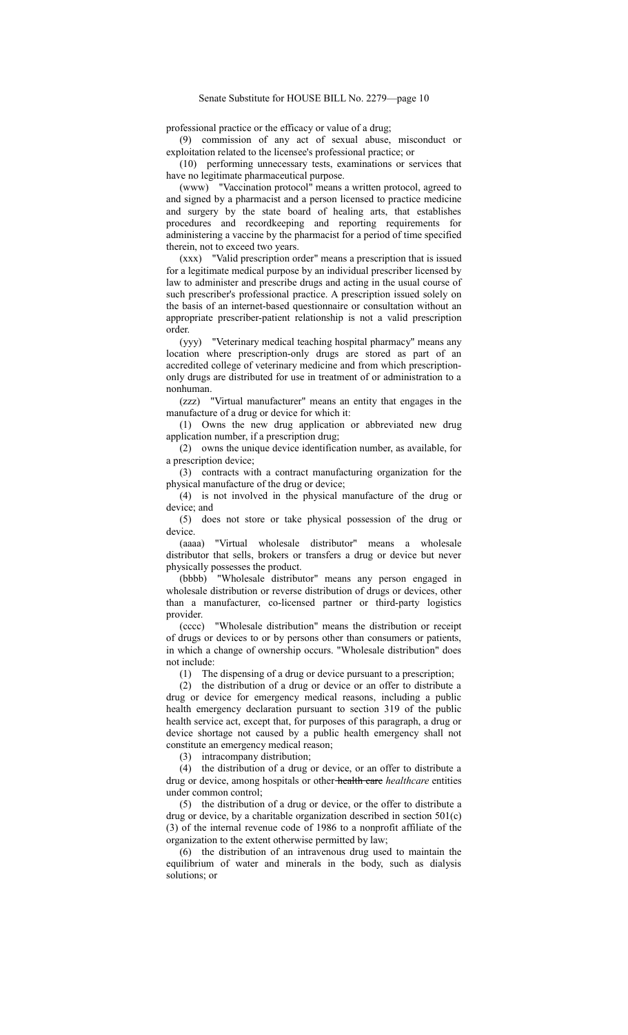professional practice or the efficacy or value of a drug;

(9) commission of any act of sexual abuse, misconduct or exploitation related to the licensee's professional practice; or

(10) performing unnecessary tests, examinations or services that have no legitimate pharmaceutical purpose.

(www) "Vaccination protocol" means a written protocol, agreed to and signed by a pharmacist and a person licensed to practice medicine and surgery by the state board of healing arts, that establishes procedures and recordkeeping and reporting requirements for administering a vaccine by the pharmacist for a period of time specified therein, not to exceed two years.

(xxx) "Valid prescription order" means a prescription that is issued for a legitimate medical purpose by an individual prescriber licensed by law to administer and prescribe drugs and acting in the usual course of such prescriber's professional practice. A prescription issued solely on the basis of an internet-based questionnaire or consultation without an appropriate prescriber-patient relationship is not a valid prescription order.

(yyy) "Veterinary medical teaching hospital pharmacy" means any location where prescription-only drugs are stored as part of an accredited college of veterinary medicine and from which prescription-only drugs are distributed for use in treatment of or administration to a nonhuman.

(zzz) "Virtual manufacturer" means an entity that engages in the manufacture of a drug or device for which it:

(1) Owns the new drug application or abbreviated new drug application number, if a prescription drug;

(2) owns the unique device identification number, as available, for a prescription device;

(3) contracts with a contract manufacturing organization for the physical manufacture of the drug or device;

(4) is not involved in the physical manufacture of the drug or device; and

(5) does not store or take physical possession of the drug or device.

(aaaa) "Virtual wholesale distributor" means a wholesale distributor that sells, brokers or transfers a drug or device but never physically possesses the product.

(bbbb) "Wholesale distributor" means any person engaged in wholesale distribution or reverse distribution of drugs or devices, other than a manufacturer, co-licensed partner or third-party logistics provider.

(cccc) "Wholesale distribution" means the distribution or receipt of drugs or devices to or by persons other than consumers or patients, in which a change of ownership occurs. "Wholesale distribution" does not include:

(1) The dispensing of a drug or device pursuant to a prescription;

(2) the distribution of a drug or device or an offer to distribute a drug or device for emergency medical reasons, including a public health emergency declaration pursuant to section 319 of the public health service act, except that, for purposes of this paragraph, a drug or device shortage not caused by a public health emergency shall not constitute an emergency medical reason;

(3) intracompany distribution;

(4) the distribution of a drug or device, or an offer to distribute a drug or device, among hospitals or other ~~health care~~ *healthcare* entities under common control;

(5) the distribution of a drug or device, or the offer to distribute a drug or device, by a charitable organization described in section 501(c)(3) of the internal revenue code of 1986 to a nonprofit affiliate of the organization to the extent otherwise permitted by law;

(6) the distribution of an intravenous drug used to maintain the equilibrium of water and minerals in the body, such as dialysis solutions; or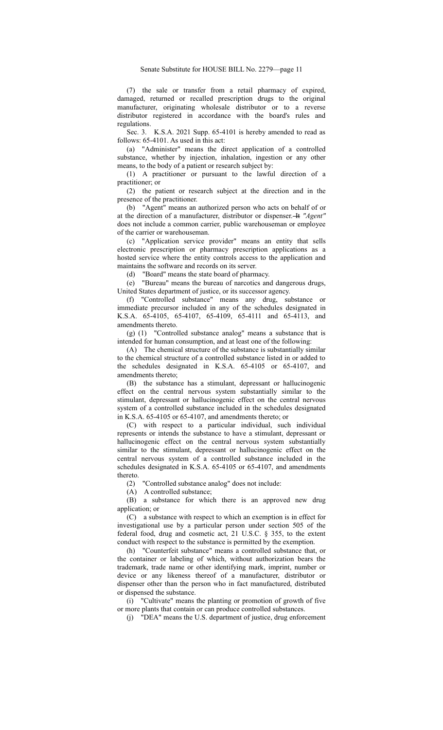(7) the sale or transfer from a retail pharmacy of expired, damaged, returned or recalled prescription drugs to the original manufacturer, originating wholesale distributor or to a reverse distributor registered in accordance with the board's rules and regulations.

Sec. 3. K.S.A. 2021 Supp. 65-4101 is hereby amended to read as follows: 65-4101. As used in this act:

(a) "Administer" means the direct application of a controlled substance, whether by injection, inhalation, ingestion or any other means, to the body of a patient or research subject by:

(1) A practitioner or pursuant to the lawful direction of a practitioner; or

(2) the patient or research subject at the direction and in the presence of the practitioner.

(b) "Agent" means an authorized person who acts on behalf of or at the direction of a manufacturer, distributor or dispenser. ~~It~~ *"Agent"* does not include a common carrier, public warehouseman or employee of the carrier or warehouseman.

(c) "Application service provider" means an entity that sells electronic prescription or pharmacy prescription applications as a hosted service where the entity controls access to the application and maintains the software and records on its server.

(d) "Board" means the state board of pharmacy.

(e) "Bureau" means the bureau of narcotics and dangerous drugs, United States department of justice, or its successor agency.

(f) "Controlled substance" means any drug, substance or immediate precursor included in any of the schedules designated in K.S.A. 65-4105, 65-4107, 65-4109, 65-4111 and 65-4113, and amendments thereto.

(g) (1) "Controlled substance analog" means a substance that is intended for human consumption, and at least one of the following:

(A) The chemical structure of the substance is substantially similar to the chemical structure of a controlled substance listed in or added to the schedules designated in K.S.A. 65-4105 or 65-4107, and amendments thereto;

(B) the substance has a stimulant, depressant or hallucinogenic effect on the central nervous system substantially similar to the stimulant, depressant or hallucinogenic effect on the central nervous system of a controlled substance included in the schedules designated in K.S.A. 65-4105 or 65-4107, and amendments thereto; or

(C) with respect to a particular individual, such individual represents or intends the substance to have a stimulant, depressant or hallucinogenic effect on the central nervous system substantially similar to the stimulant, depressant or hallucinogenic effect on the central nervous system of a controlled substance included in the schedules designated in K.S.A. 65-4105 or 65-4107, and amendments thereto.

(2) "Controlled substance analog" does not include:

(A) A controlled substance;

(B) a substance for which there is an approved new drug application; or

(C) a substance with respect to which an exemption is in effect for investigational use by a particular person under section 505 of the federal food, drug and cosmetic act, 21 U.S.C. § 355, to the extent conduct with respect to the substance is permitted by the exemption.

(h) "Counterfeit substance" means a controlled substance that, or the container or labeling of which, without authorization bears the trademark, trade name or other identifying mark, imprint, number or device or any likeness thereof of a manufacturer, distributor or dispenser other than the person who in fact manufactured, distributed or dispensed the substance.

(i) "Cultivate" means the planting or promotion of growth of five or more plants that contain or can produce controlled substances.

(j) "DEA" means the U.S. department of justice, drug enforcement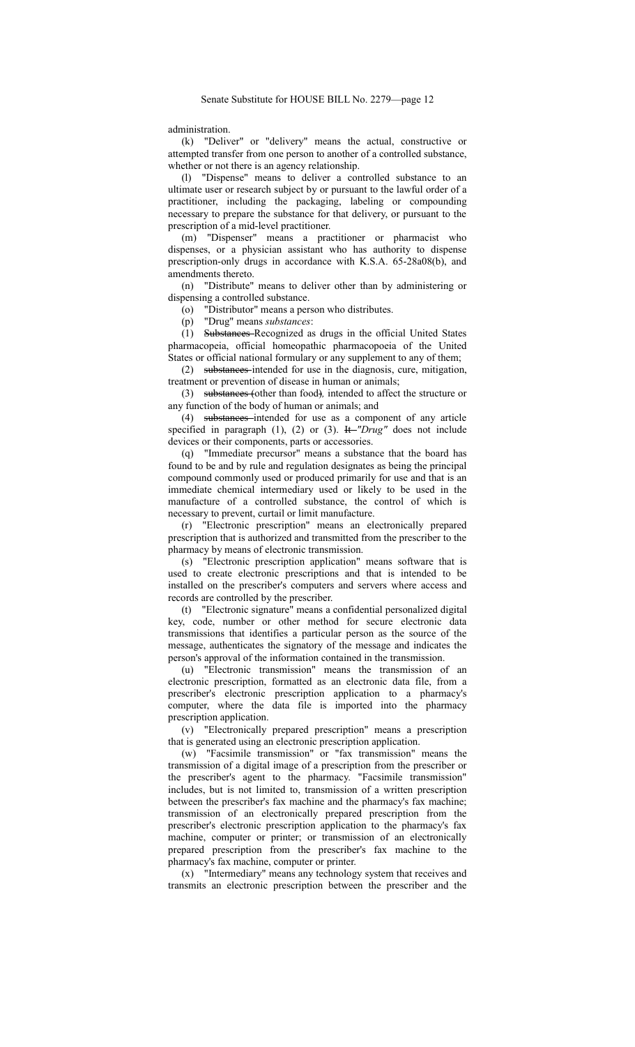administration.

(k) "Deliver" or "delivery" means the actual, constructive or attempted transfer from one person to another of a controlled substance, whether or not there is an agency relationship.

(l) "Dispense" means to deliver a controlled substance to an ultimate user or research subject by or pursuant to the lawful order of a practitioner, including the packaging, labeling or compounding necessary to prepare the substance for that delivery, or pursuant to the prescription of a mid-level practitioner.

(m) "Dispenser" means a practitioner or pharmacist who dispenses, or a physician assistant who has authority to dispense prescription-only drugs in accordance with K.S.A. 65-28a08(b), and amendments thereto.

(n) "Distribute" means to deliver other than by administering or dispensing a controlled substance.

(o) "Distributor" means a person who distributes.

(p) "Drug" means *substances*:

(1) ~~Substances~~ Recognized as drugs in the official United States pharmacopeia, official homeopathic pharmacopoeia of the United States or official national formulary or any supplement to any of them;

(2) ~~substances~~ intended for use in the diagnosis, cure, mitigation, treatment or prevention of disease in human or animals;

(3) ~~substances (~~other than food~~)~~*,* intended to affect the structure or any function of the body of human or animals; and

(4) ~~substances~~ intended for use as a component of any article specified in paragraph (1), (2) or (3). ~~It~~ *"Drug"* does not include devices or their components, parts or accessories.

(q) "Immediate precursor" means a substance that the board has found to be and by rule and regulation designates as being the principal compound commonly used or produced primarily for use and that is an immediate chemical intermediary used or likely to be used in the manufacture of a controlled substance, the control of which is necessary to prevent, curtail or limit manufacture.

(r) "Electronic prescription" means an electronically prepared prescription that is authorized and transmitted from the prescriber to the pharmacy by means of electronic transmission.

(s) "Electronic prescription application" means software that is used to create electronic prescriptions and that is intended to be installed on the prescriber's computers and servers where access and records are controlled by the prescriber.

(t) "Electronic signature" means a confidential personalized digital key, code, number or other method for secure electronic data transmissions that identifies a particular person as the source of the message, authenticates the signatory of the message and indicates the person's approval of the information contained in the transmission.

(u) "Electronic transmission" means the transmission of an electronic prescription, formatted as an electronic data file, from a prescriber's electronic prescription application to a pharmacy's computer, where the data file is imported into the pharmacy prescription application.

(v) "Electronically prepared prescription" means a prescription that is generated using an electronic prescription application.

(w) "Facsimile transmission" or "fax transmission" means the transmission of a digital image of a prescription from the prescriber or the prescriber's agent to the pharmacy. "Facsimile transmission" includes, but is not limited to, transmission of a written prescription between the prescriber's fax machine and the pharmacy's fax machine; transmission of an electronically prepared prescription from the prescriber's electronic prescription application to the pharmacy's fax machine, computer or printer; or transmission of an electronically prepared prescription from the prescriber's fax machine to the pharmacy's fax machine, computer or printer.

(x) "Intermediary" means any technology system that receives and transmits an electronic prescription between the prescriber and the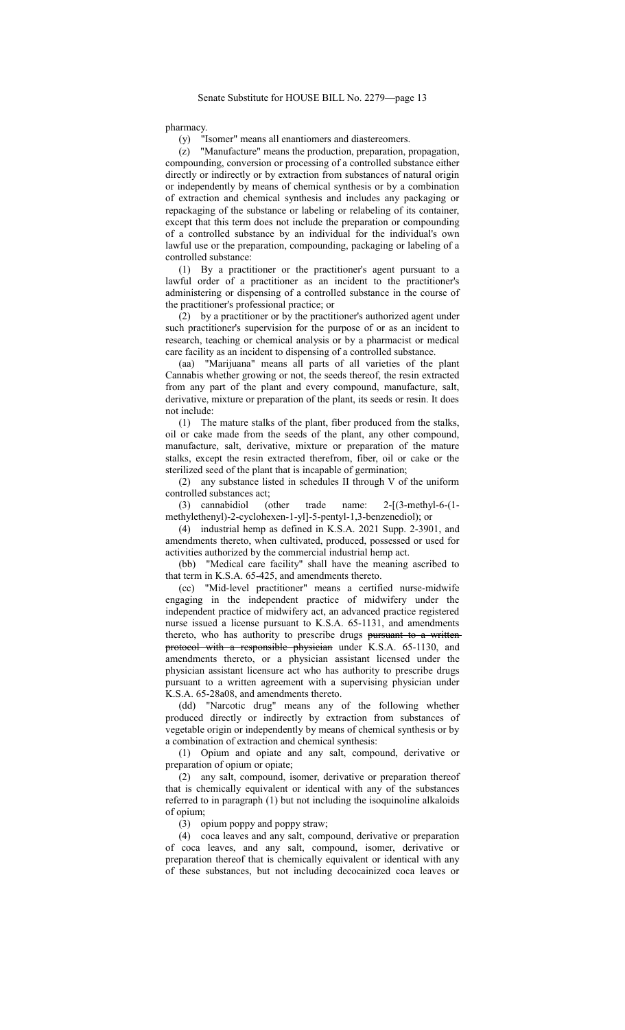pharmacy.

(y) "Isomer" means all enantiomers and diastereomers.

(z) "Manufacture" means the production, preparation, propagation, compounding, conversion or processing of a controlled substance either directly or indirectly or by extraction from substances of natural origin or independently by means of chemical synthesis or by a combination of extraction and chemical synthesis and includes any packaging or repackaging of the substance or labeling or relabeling of its container, except that this term does not include the preparation or compounding of a controlled substance by an individual for the individual's own lawful use or the preparation, compounding, packaging or labeling of a controlled substance:

(1) By a practitioner or the practitioner's agent pursuant to a lawful order of a practitioner as an incident to the practitioner's administering or dispensing of a controlled substance in the course of the practitioner's professional practice; or

(2) by a practitioner or by the practitioner's authorized agent under such practitioner's supervision for the purpose of or as an incident to research, teaching or chemical analysis or by a pharmacist or medical care facility as an incident to dispensing of a controlled substance.

(aa) "Marijuana" means all parts of all varieties of the plant Cannabis whether growing or not, the seeds thereof, the resin extracted from any part of the plant and every compound, manufacture, salt, derivative, mixture or preparation of the plant, its seeds or resin. It does not include:

(1) The mature stalks of the plant, fiber produced from the stalks, oil or cake made from the seeds of the plant, any other compound, manufacture, salt, derivative, mixture or preparation of the mature stalks, except the resin extracted therefrom, fiber, oil or cake or the sterilized seed of the plant that is incapable of germination;

(2) any substance listed in schedules II through V of the uniform controlled substances act;

(3) cannabidiol (other trade name: 2-[(3-methyl-6-(1-methylethenyl)-2-cyclohexen-1-yl]-5-pentyl-1,3-benzenediol); or

(4) industrial hemp as defined in K.S.A. 2021 Supp. 2-3901, and amendments thereto, when cultivated, produced, possessed or used for activities authorized by the commercial industrial hemp act.

(bb) "Medical care facility" shall have the meaning ascribed to that term in K.S.A. 65-425, and amendments thereto.

(cc) "Mid-level practitioner" means a certified nurse-midwife engaging in the independent practice of midwifery under the independent practice of midwifery act, an advanced practice registered nurse issued a license pursuant to K.S.A. 65-1131, and amendments thereto, who has authority to prescribe drugs ~~pursuant to a written protocol with a responsible physician~~ under K.S.A. 65-1130, and amendments thereto, or a physician assistant licensed under the physician assistant licensure act who has authority to prescribe drugs pursuant to a written agreement with a supervising physician under K.S.A. 65-28a08, and amendments thereto.

(dd) "Narcotic drug" means any of the following whether produced directly or indirectly by extraction from substances of vegetable origin or independently by means of chemical synthesis or by a combination of extraction and chemical synthesis:

(1) Opium and opiate and any salt, compound, derivative or preparation of opium or opiate;

(2) any salt, compound, isomer, derivative or preparation thereof that is chemically equivalent or identical with any of the substances referred to in paragraph (1) but not including the isoquinoline alkaloids of opium;

(3) opium poppy and poppy straw;

(4) coca leaves and any salt, compound, derivative or preparation of coca leaves, and any salt, compound, isomer, derivative or preparation thereof that is chemically equivalent or identical with any of these substances, but not including decocainized coca leaves or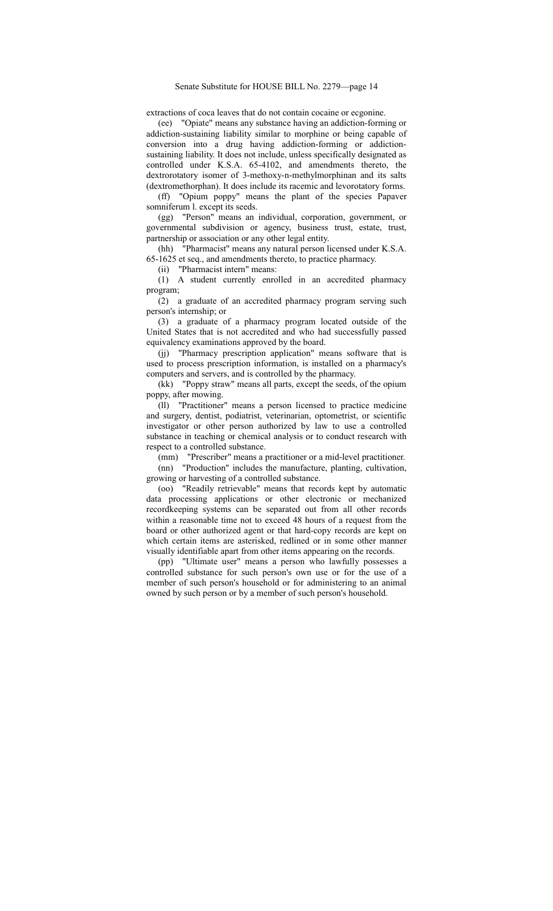extractions of coca leaves that do not contain cocaine or ecgonine.

(ee) "Opiate" means any substance having an addiction-forming or addiction-sustaining liability similar to morphine or being capable of conversion into a drug having addiction-forming or addiction-sustaining liability. It does not include, unless specifically designated as controlled under K.S.A. 65-4102, and amendments thereto, the dextrorotatory isomer of 3-methoxy-n-methylmorphinan and its salts (dextromethorphan). It does include its racemic and levorotatory forms.

(ff) "Opium poppy" means the plant of the species Papaver somniferum l. except its seeds.

(gg) "Person" means an individual, corporation, government, or governmental subdivision or agency, business trust, estate, trust, partnership or association or any other legal entity.

(hh) "Pharmacist" means any natural person licensed under K.S.A. 65-1625 et seq., and amendments thereto, to practice pharmacy.

(ii) "Pharmacist intern" means:

(1) A student currently enrolled in an accredited pharmacy program;

(2) a graduate of an accredited pharmacy program serving such person's internship; or

(3) a graduate of a pharmacy program located outside of the United States that is not accredited and who had successfully passed equivalency examinations approved by the board.

(jj) "Pharmacy prescription application" means software that is used to process prescription information, is installed on a pharmacy's computers and servers, and is controlled by the pharmacy.

(kk) "Poppy straw" means all parts, except the seeds, of the opium poppy, after mowing.

(ll) "Practitioner" means a person licensed to practice medicine and surgery, dentist, podiatrist, veterinarian, optometrist, or scientific investigator or other person authorized by law to use a controlled substance in teaching or chemical analysis or to conduct research with respect to a controlled substance.

(mm) "Prescriber" means a practitioner or a mid-level practitioner.

(nn) "Production" includes the manufacture, planting, cultivation, growing or harvesting of a controlled substance.

(oo) "Readily retrievable" means that records kept by automatic data processing applications or other electronic or mechanized recordkeeping systems can be separated out from all other records within a reasonable time not to exceed 48 hours of a request from the board or other authorized agent or that hard-copy records are kept on which certain items are asterisked, redlined or in some other manner visually identifiable apart from other items appearing on the records.

(pp) "Ultimate user" means a person who lawfully possesses a controlled substance for such person's own use or for the use of a member of such person's household or for administering to an animal owned by such person or by a member of such person's household.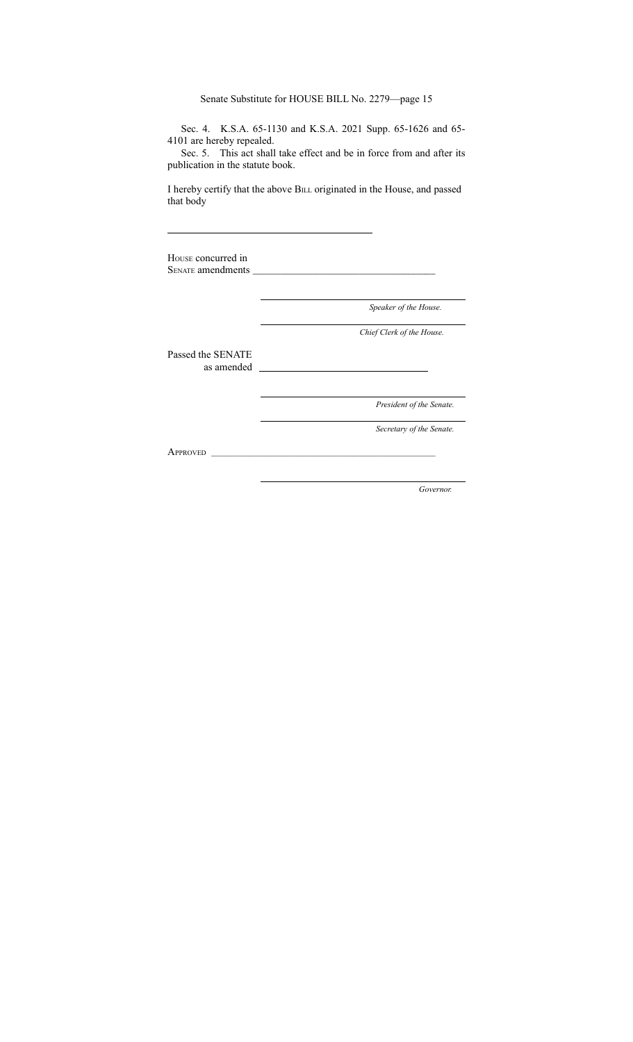Sec. 4. K.S.A. 65-1130 and K.S.A. 2021 Supp. 65-1626 and 65-4101 are hereby repealed.

Sec. 5. This act shall take effect and be in force from and after its publication in the statute book.

I hereby certify that the above BILL originated in the House, and passed that body

\_\_\_\_\_\_\_\_\_\_\_\_\_\_\_\_\_\_\_\_\_\_\_\_\_\_\_\_\_\_\_\_\_\_\_\_\_\_\_\_

HOUSE concurred in
SENATE amendments \_\_\_\_\_\_\_\_\_\_\_\_\_\_\_\_\_\_\_\_\_\_\_\_\_\_\_\_\_\_\_\_\_\_\_\_\_\_\_\_

\_\_\_\_\_\_\_\_\_\_\_\_\_\_\_\_\_\_\_\_\_\_\_\_\_\_\_\_\_\_\_\_\_\_\_\_\_\_\_\_
*Speaker of the House.*

\_\_\_\_\_\_\_\_\_\_\_\_\_\_\_\_\_\_\_\_\_\_\_\_\_\_\_\_\_\_\_\_\_\_\_\_\_\_\_\_
*Chief Clerk of the House.*

Passed the SENATE
as amended \_\_\_\_\_\_\_\_\_\_\_\_\_\_\_\_\_\_\_\_\_\_\_\_\_\_\_\_\_\_\_\_\_\_\_\_\_\_\_\_

\_\_\_\_\_\_\_\_\_\_\_\_\_\_\_\_\_\_\_\_\_\_\_\_\_\_\_\_\_\_\_\_\_\_\_\_\_\_\_\_
*President of the Senate.*

\_\_\_\_\_\_\_\_\_\_\_\_\_\_\_\_\_\_\_\_\_\_\_\_\_\_\_\_\_\_\_\_\_\_\_\_\_\_\_\_
*Secretary of the Senate.*

APPROVED \_\_\_\_\_\_\_\_\_\_\_\_\_\_\_\_\_\_\_\_\_\_\_\_\_\_\_\_\_\_\_\_\_\_\_\_\_\_\_\_

\_\_\_\_\_\_\_\_\_\_\_\_\_\_\_\_\_\_\_\_\_\_\_\_\_\_\_\_\_\_\_\_\_\_\_\_\_\_\_\_
*Governor.*